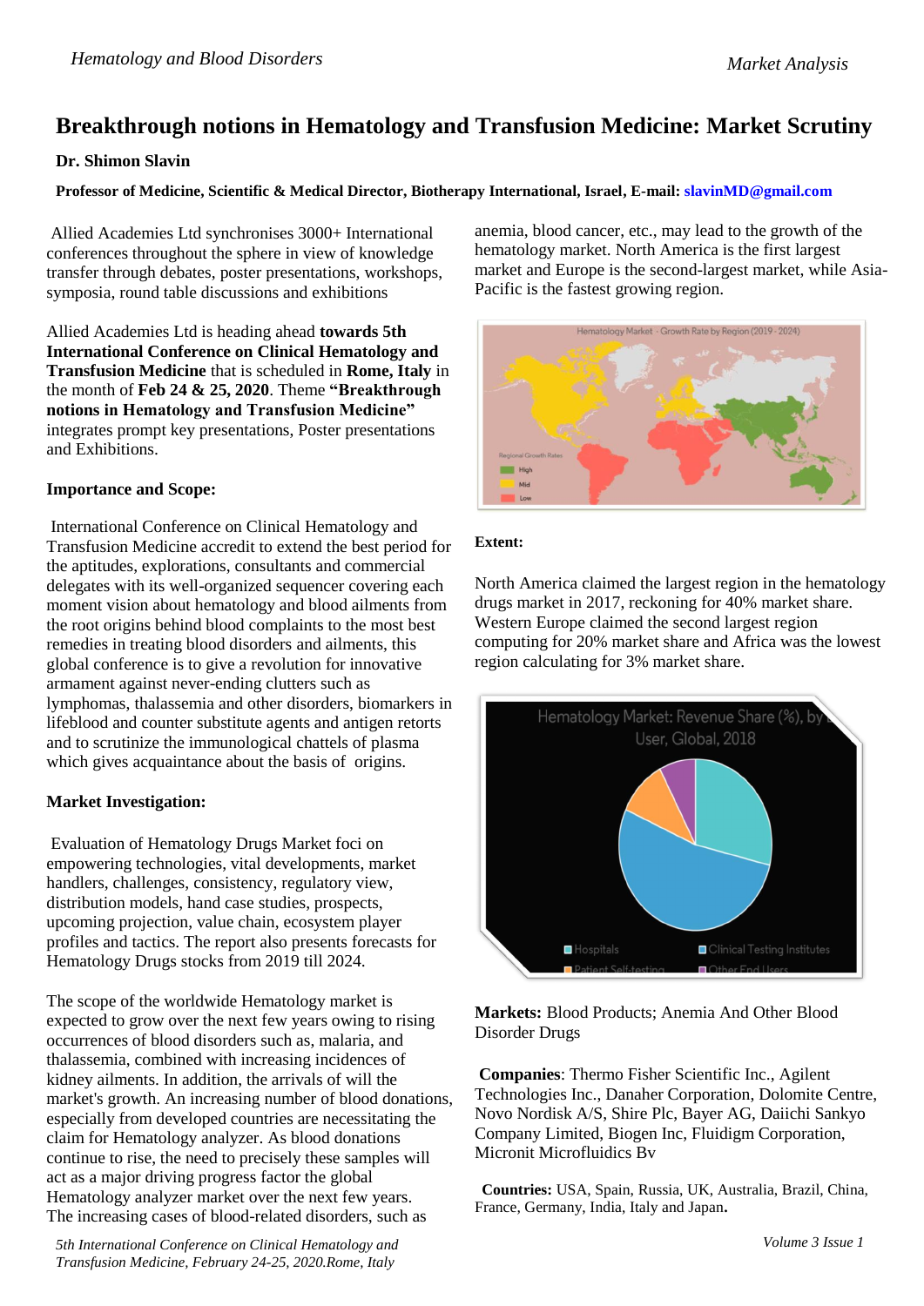# Breakthrough notions in Hematology and Transfusion Medicine: Market Scrutiny

**Dr. Shimon Slavin**

**Professor of Medicine, Scientific & Medical Director, Biotherapy International, Israel, E-mail: slavinMD@gmail.com**

Allied Academies Ltd synchronises 3000+ International conferences throughout the sphere in view of knowledge transfer through debates, poster presentations, workshops, symposia, round table discussions and exhibitions

Allied Academies Ltd is heading ahead **towards 5th International Conference on Clinical Hematology and Transfusion Medicine** that is scheduled in **Rome, Italy** in the month of **Feb 24 & 25, 2020**. Theme **"Breakthrough notions in Hematology and Transfusion Medicine"** integrates prompt key presentations, Poster presentations and Exhibitions.

**Importance and Scope:**

International Conference on Clinical Hematology and Transfusion Medicine accredit to extend the best period for the aptitudes, explorations, consultants and commercial delegates with its well-organized sequencer covering each moment vision about hematology and blood ailments from the root origins behind blood complaints to the most best remedies in treating blood disorders and ailments, this global conference is to give a revolution for innovative armament against never-ending clutters such as lymphomas, thalassemia and other disorders, biomarkers in lifeblood and counter substitute agents and antigen retorts and to scrutinize the immunological chattels of plasma which gives acquaintance about the basis of origins.

**Market Investigation:**

Evaluation of Hematology Drugs Market foci on empowering technologies, vital developments, market handlers, challenges, consistency, regulatory view, distribution models, hand case studies, prospects, upcoming projection, value chain, ecosystem player profiles and tactics. The report also presents forecasts for Hematology Drugs stocks from 2019 till 2024.

The scope of the worldwide Hematology market is expected to grow over the next few years owing to rising occurrences of blood disorders such as, malaria, and thalassemia, combined with increasing incidences of kidney ailments. In addition, the arrivals of will the market's growth. An increasing number of blood donations, especially from developed countries are necessitating the claim for Hematology analyzer. As blood donations continue to rise, the need to precisely these samples will act as a major driving progress factor the global Hematology analyzer market over the next few years. The increasing cases of blood-related disorders, such as anemia, blood cancer, etc., may lead to the growth of the hematology market. North America is the first largest market and Europe is the second-largest market, while Asia-Pacific is the fastest growing region.

**Extent:**

North America claimed the largest region in the hematology drugs market in 2017, reckoning for 40% market share. Western Europe claimed the second largest region computing for 20% market share and Africa was the lowest region calculating for 3% market share.

**Markets:** Blood Products; Anemia And Other Blood Disorder Drugs

**Companies**: Thermo Fisher Scientific Inc., Agilent Technologies Inc., Danaher Corporation, Dolomite Centre, Novo Nordisk A/S, Shire Plc, Bayer AG, Daiichi Sankyo Company Limited, Biogen Inc, Fluidigm Corporation, Micronit Microfluidics Bv

**Countries:** USA, Spain, Russia, UK, Australia, Brazil, China, France, Germany, India, Italy and Japan.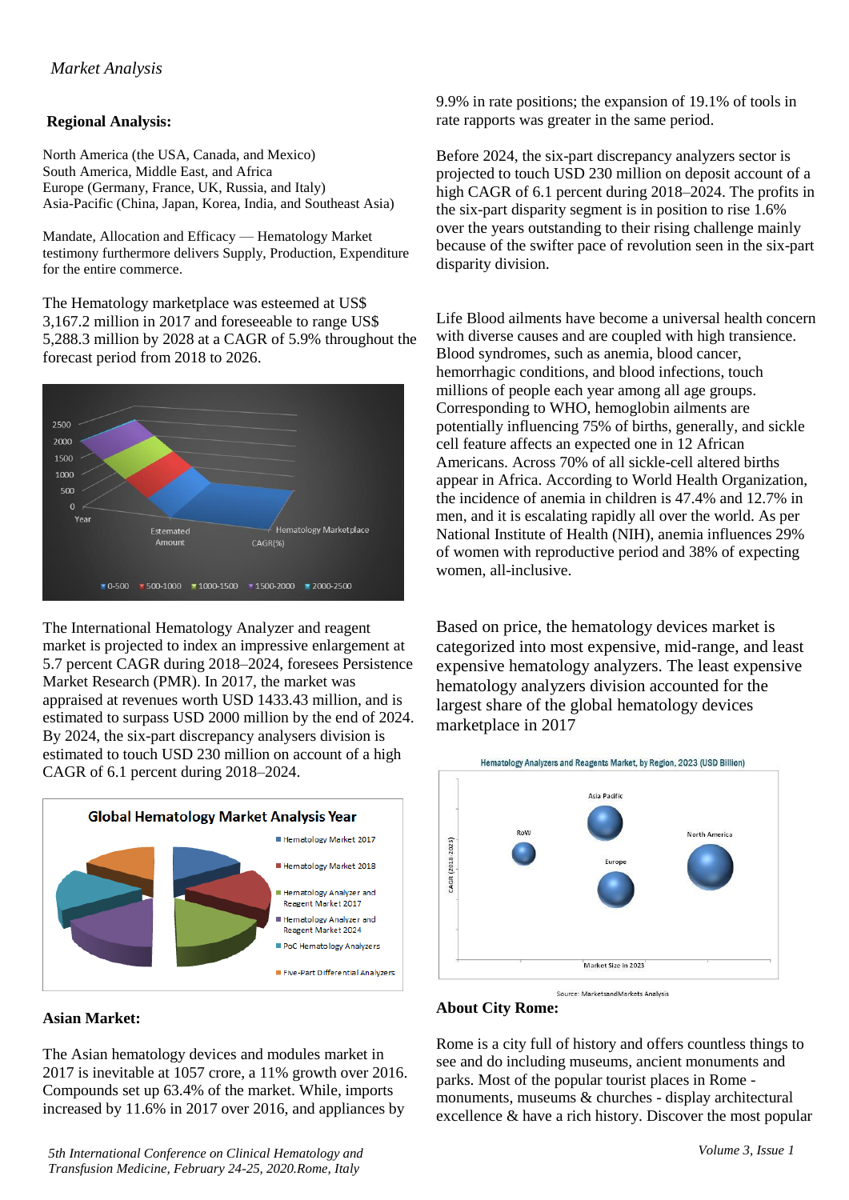*Market Analysis*

**Regional Analysis:**

North America (the USA, Canada, and Mexico)
South America, Middle East, and Africa
Europe (Germany, France, UK, Russia, and Italy)
Asia-Pacific (China, Japan, Korea, India, and Southeast Asia)

Mandate, Allocation and Efficacy — Hematology Market testimony furthermore delivers Supply, Production, Expenditure for the entire commerce.

The Hematology marketplace was esteemed at US$ 3,167.2 million in 2017 and foreseeable to range US$ 5,288.3 million by 2028 at a CAGR of 5.9% throughout the forecast period from 2018 to 2026.

The International Hematology Analyzer and reagent market is projected to index an impressive enlargement at 5.7 percent CAGR during 2018–2024, foresees Persistence Market Research (PMR). In 2017, the market was appraised at revenues worth USD 1433.43 million, and is estimated to surpass USD 2000 million by the end of 2024. By 2024, the six-part discrepancy analysers division is estimated to touch USD 230 million on account of a high CAGR of 6.1 percent during 2018–2024.

**Asian Market:**

The Asian hematology devices and modules market in 2017 is inevitable at 1057 crore, a 11% growth over 2016. Compounds set up 63.4% of the market. While, imports increased by 11.6% in 2017 over 2016, and appliances by 9.9% in rate positions; the expansion of 19.1% of tools in rate rapports was greater in the same period.

Before 2024, the six-part discrepancy analyzers sector is projected to touch USD 230 million on deposit account of a high CAGR of 6.1 percent during 2018–2024. The profits in the six-part disparity segment is in position to rise 1.6% over the years outstanding to their rising challenge mainly because of the swifter pace of revolution seen in the six-part disparity division.

Life Blood ailments have become a universal health concern with diverse causes and are coupled with high transience. Blood syndromes, such as anemia, blood cancer, hemorrhagic conditions, and blood infections, touch millions of people each year among all age groups. Corresponding to WHO, hemoglobin ailments are potentially influencing 75% of births, generally, and sickle cell feature affects an expected one in 12 African Americans. Across 70% of all sickle-cell altered births appear in Africa. According to World Health Organization, the incidence of anemia in children is 47.4% and 12.7% in men, and it is escalating rapidly all over the world. As per National Institute of Health (NIH), anemia influences 29% of women with reproductive period and 38% of expecting women, all-inclusive.

Based on price, the hematology devices market is categorized into most expensive, mid-range, and least expensive hematology analyzers. The least expensive hematology analyzers division accounted for the largest share of the global hematology devices marketplace in 2017

**About City Rome:**

Rome is a city full of history and offers countless things to see and do including museums, ancient monuments and parks. Most of the popular tourist places in Rome - monuments, museums & churches - display architectural excellence & have a rich history. Discover the most popular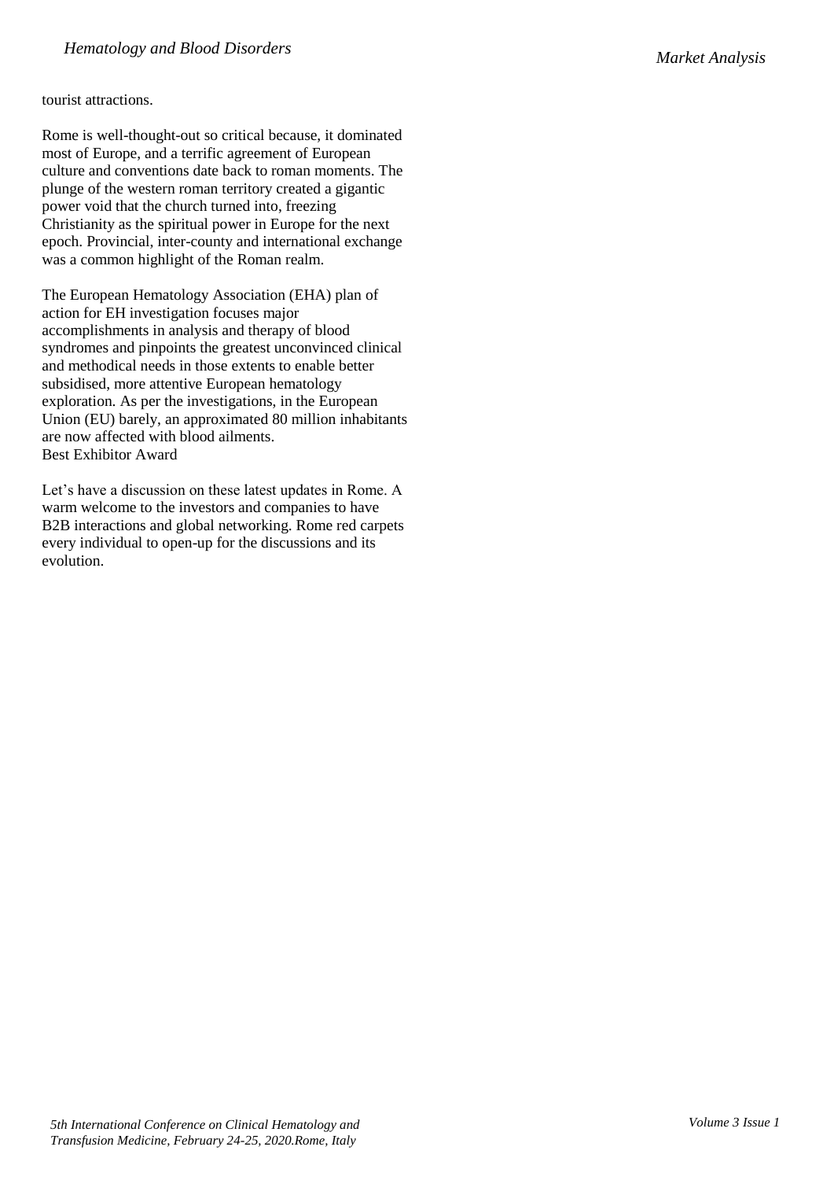tourist attractions.

Rome is well-thought-out so critical because, it dominated most of Europe, and a terrific agreement of European culture and conventions date back to roman moments. The plunge of the western roman territory created a gigantic power void that the church turned into, freezing Christianity as the spiritual power in Europe for the next epoch. Provincial, inter-county and international exchange was a common highlight of the Roman realm.

The European Hematology Association (EHA) plan of action for EH investigation focuses major accomplishments in analysis and therapy of blood syndromes and pinpoints the greatest unconvinced clinical and methodical needs in those extents to enable better subsidised, more attentive European hematology exploration. As per the investigations, in the European Union (EU) barely, an approximated 80 million inhabitants are now affected with blood ailments.
Best Exhibitor Award

Let's have a discussion on these latest updates in Rome. A warm welcome to the investors and companies to have B2B interactions and global networking. Rome red carpets every individual to open-up for the discussions and its evolution.